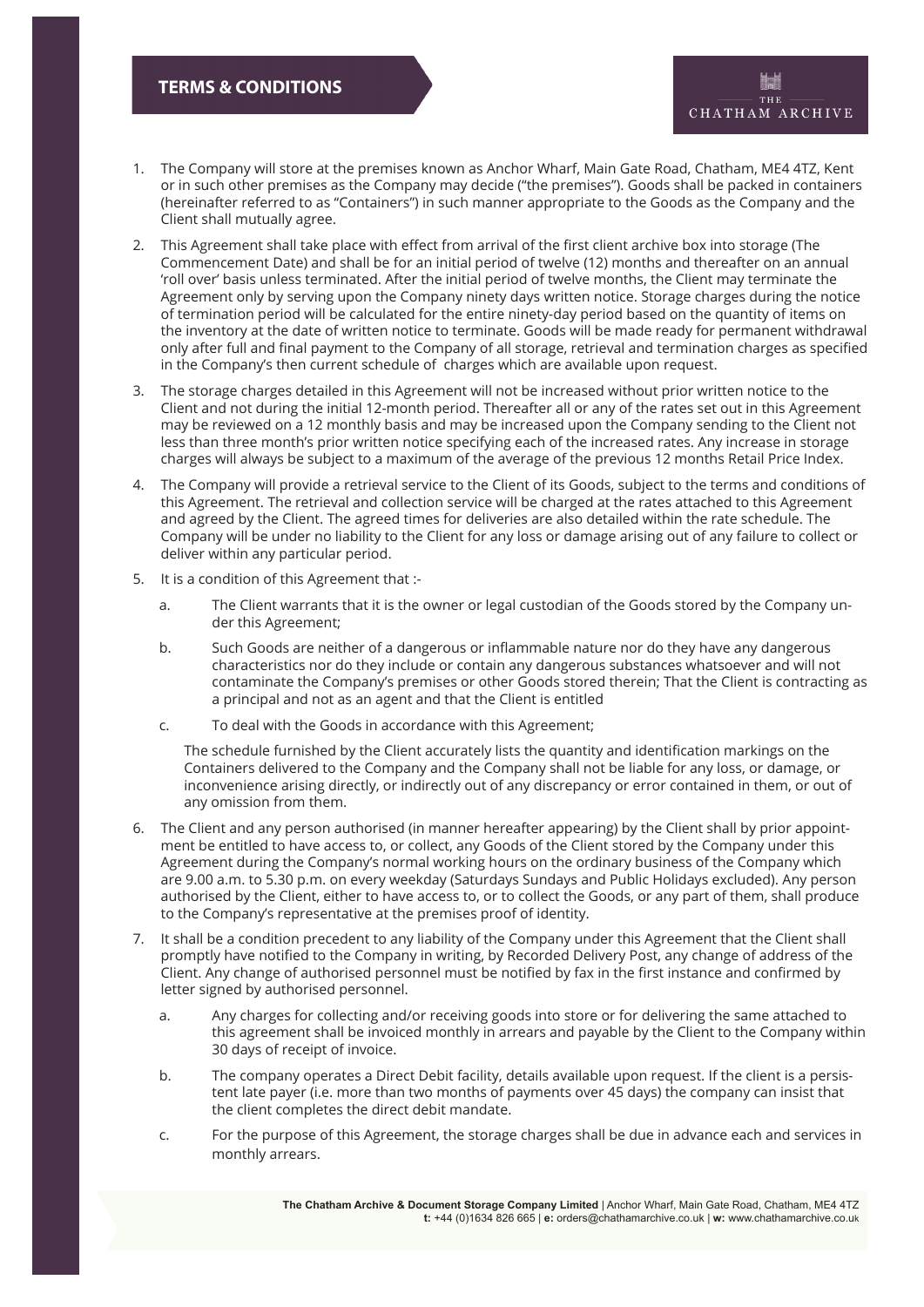# TERMS & CONDITIONS

THE CHATHAM ARCHIVE

1. The Company will store at the premises known as Anchor Wharf, Main Gate Road, Chatham, ME4 4TZ, Kent or in such other premises as the Company may decide ("the premises"). Goods shall be packed in containers (hereinafter referred to as "Containers") in such manner appropriate to the Goods as the Company and the Client shall mutually agree.

2. This Agreement shall take place with effect from arrival of the first client archive box into storage (The Commencement Date) and shall be for an initial period of twelve (12) months and thereafter on an annual 'roll over' basis unless terminated. After the initial period of twelve months, the Client may terminate the Agreement only by serving upon the Company ninety days written notice. Storage charges during the notice of termination period will be calculated for the entire ninety-day period based on the quantity of items on the inventory at the date of written notice to terminate. Goods will be made ready for permanent withdrawal only after full and final payment to the Company of all storage, retrieval and termination charges as specified in the Company's then current schedule of charges which are available upon request.

3. The storage charges detailed in this Agreement will not be increased without prior written notice to the Client and not during the initial 12-month period. Thereafter all or any of the rates set out in this Agreement may be reviewed on a 12 monthly basis and may be increased upon the Company sending to the Client not less than three month's prior written notice specifying each of the increased rates. Any increase in storage charges will always be subject to a maximum of the average of the previous 12 months Retail Price Index.

4. The Company will provide a retrieval service to the Client of its Goods, subject to the terms and conditions of this Agreement. The retrieval and collection service will be charged at the rates attached to this Agreement and agreed by the Client. The agreed times for deliveries are also detailed within the rate schedule. The Company will be under no liability to the Client for any loss or damage arising out of any failure to collect or deliver within any particular period.

5. It is a condition of this Agreement that :-

   a. The Client warrants that it is the owner or legal custodian of the Goods stored by the Company under this Agreement;

   b. Such Goods are neither of a dangerous or inflammable nature nor do they have any dangerous characteristics nor do they include or contain any dangerous substances whatsoever and will not contaminate the Company's premises or other Goods stored therein; That the Client is contracting as a principal and not as an agent and that the Client is entitled

   c. To deal with the Goods in accordance with this Agreement;

   The schedule furnished by the Client accurately lists the quantity and identification markings on the Containers delivered to the Company and the Company shall not be liable for any loss, or damage, or inconvenience arising directly, or indirectly out of any discrepancy or error contained in them, or out of any omission from them.

6. The Client and any person authorised (in manner hereafter appearing) by the Client shall by prior appointment be entitled to have access to, or collect, any Goods of the Client stored by the Company under this Agreement during the Company's normal working hours on the ordinary business of the Company which are 9.00 a.m. to 5.30 p.m. on every weekday (Saturdays Sundays and Public Holidays excluded). Any person authorised by the Client, either to have access to, or to collect the Goods, or any part of them, shall produce to the Company's representative at the premises proof of identity.

7. It shall be a condition precedent to any liability of the Company under this Agreement that the Client shall promptly have notified to the Company in writing, by Recorded Delivery Post, any change of address of the Client. Any change of authorised personnel must be notified by fax in the first instance and confirmed by letter signed by authorised personnel.

   a. Any charges for collecting and/or receiving goods into store or for delivering the same attached to this agreement shall be invoiced monthly in arrears and payable by the Client to the Company within 30 days of receipt of invoice.

   b. The company operates a Direct Debit facility, details available upon request. If the client is a persistent late payer (i.e. more than two months of payments over 45 days) the company can insist that the client completes the direct debit mandate.

   c. For the purpose of this Agreement, the storage charges shall be due in advance each and services in monthly arrears.

**The Chatham Archive & Document Storage Company Limited** | Anchor Wharf, Main Gate Road, Chatham, ME4 4TZ
**t:** +44 (0)1634 826 665 | **e:** orders@chathamarchive.co.uk | **w:** www.chathamarchive.co.uk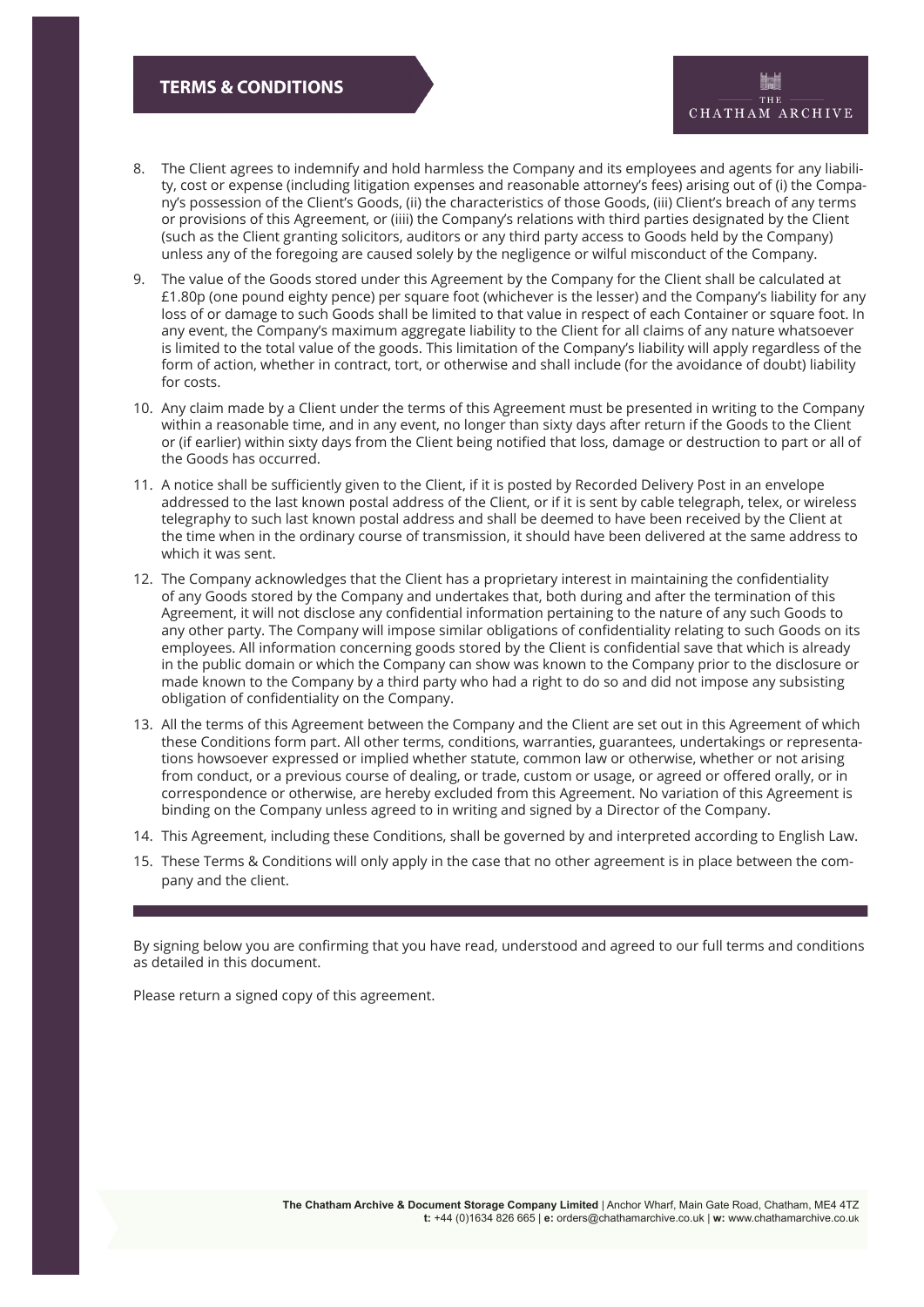## TERMS & CONDITIONS

8. The Client agrees to indemnify and hold harmless the Company and its employees and agents for any liability, cost or expense (including litigation expenses and reasonable attorney's fees) arising out of (i) the Company's possession of the Client's Goods, (ii) the characteristics of those Goods, (iii) Client's breach of any terms or provisions of this Agreement, or (iiii) the Company's relations with third parties designated by the Client (such as the Client granting solicitors, auditors or any third party access to Goods held by the Company) unless any of the foregoing are caused solely by the negligence or wilful misconduct of the Company.
9. The value of the Goods stored under this Agreement by the Company for the Client shall be calculated at £1.80p (one pound eighty pence) per square foot (whichever is the lesser) and the Company's liability for any loss of or damage to such Goods shall be limited to that value in respect of each Container or square foot. In any event, the Company's maximum aggregate liability to the Client for all claims of any nature whatsoever is limited to the total value of the goods. This limitation of the Company's liability will apply regardless of the form of action, whether in contract, tort, or otherwise and shall include (for the avoidance of doubt) liability for costs.
10. Any claim made by a Client under the terms of this Agreement must be presented in writing to the Company within a reasonable time, and in any event, no longer than sixty days after return if the Goods to the Client or (if earlier) within sixty days from the Client being notified that loss, damage or destruction to part or all of the Goods has occurred.
11. A notice shall be sufficiently given to the Client, if it is posted by Recorded Delivery Post in an envelope addressed to the last known postal address of the Client, or if it is sent by cable telegraph, telex, or wireless telegraphy to such last known postal address and shall be deemed to have been received by the Client at the time when in the ordinary course of transmission, it should have been delivered at the same address to which it was sent.
12. The Company acknowledges that the Client has a proprietary interest in maintaining the confidentiality of any Goods stored by the Company and undertakes that, both during and after the termination of this Agreement, it will not disclose any confidential information pertaining to the nature of any such Goods to any other party. The Company will impose similar obligations of confidentiality relating to such Goods on its employees. All information concerning goods stored by the Client is confidential save that which is already in the public domain or which the Company can show was known to the Company prior to the disclosure or made known to the Company by a third party who had a right to do so and did not impose any subsisting obligation of confidentiality on the Company.
13. All the terms of this Agreement between the Company and the Client are set out in this Agreement of which these Conditions form part. All other terms, conditions, warranties, guarantees, undertakings or representations howsoever expressed or implied whether statute, common law or otherwise, whether or not arising from conduct, or a previous course of dealing, or trade, custom or usage, or agreed or offered orally, or in correspondence or otherwise, are hereby excluded from this Agreement. No variation of this Agreement is binding on the Company unless agreed to in writing and signed by a Director of the Company.
14. This Agreement, including these Conditions, shall be governed by and interpreted according to English Law.
15. These Terms & Conditions will only apply in the case that no other agreement is in place between the company and the client.

By signing below you are confirming that you have read, understood and agreed to our full terms and conditions as detailed in this document.

Please return a signed copy of this agreement.